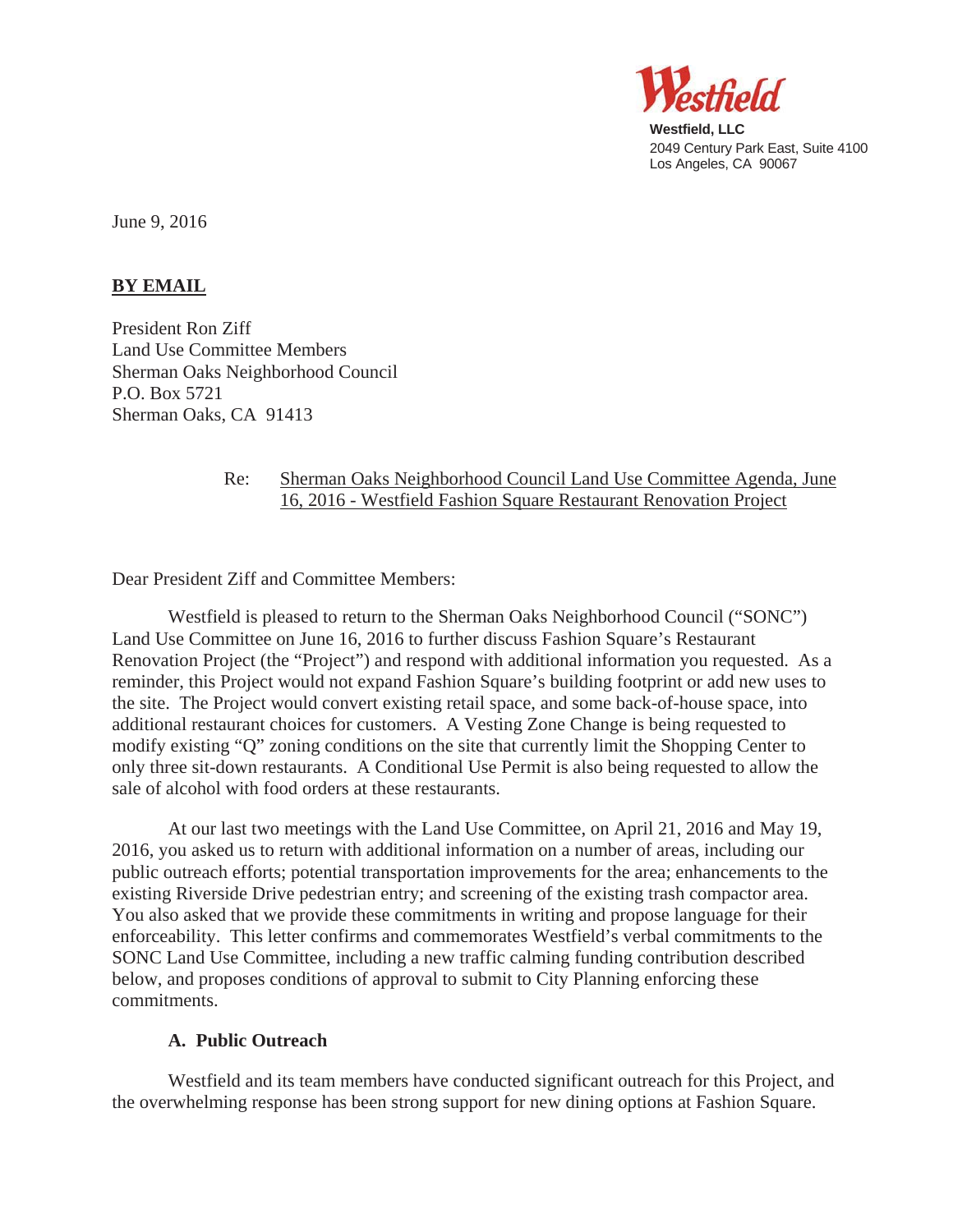Westfield

**Westfield, LLC**
2049 Century Park East, Suite 4100
Los Angeles, CA 90067

June 9, 2016

**BY EMAIL**

President Ron Ziff
Land Use Committee Members
Sherman Oaks Neighborhood Council
P.O. Box 5721
Sherman Oaks, CA 91413

Re: Sherman Oaks Neighborhood Council Land Use Committee Agenda, June 16, 2016 - Westfield Fashion Square Restaurant Renovation Project

Dear President Ziff and Committee Members:

Westfield is pleased to return to the Sherman Oaks Neighborhood Council ("SONC") Land Use Committee on June 16, 2016 to further discuss Fashion Square's Restaurant Renovation Project (the "Project") and respond with additional information you requested. As a reminder, this Project would not expand Fashion Square's building footprint or add new uses to the site. The Project would convert existing retail space, and some back-of-house space, into additional restaurant choices for customers. A Vesting Zone Change is being requested to modify existing "Q" zoning conditions on the site that currently limit the Shopping Center to only three sit-down restaurants. A Conditional Use Permit is also being requested to allow the sale of alcohol with food orders at these restaurants.

At our last two meetings with the Land Use Committee, on April 21, 2016 and May 19, 2016, you asked us to return with additional information on a number of areas, including our public outreach efforts; potential transportation improvements for the area; enhancements to the existing Riverside Drive pedestrian entry; and screening of the existing trash compactor area. You also asked that we provide these commitments in writing and propose language for their enforceability. This letter confirms and commemorates Westfield's verbal commitments to the SONC Land Use Committee, including a new traffic calming funding contribution described below, and proposes conditions of approval to submit to City Planning enforcing these commitments.

### A. Public Outreach

Westfield and its team members have conducted significant outreach for this Project, and the overwhelming response has been strong support for new dining options at Fashion Square.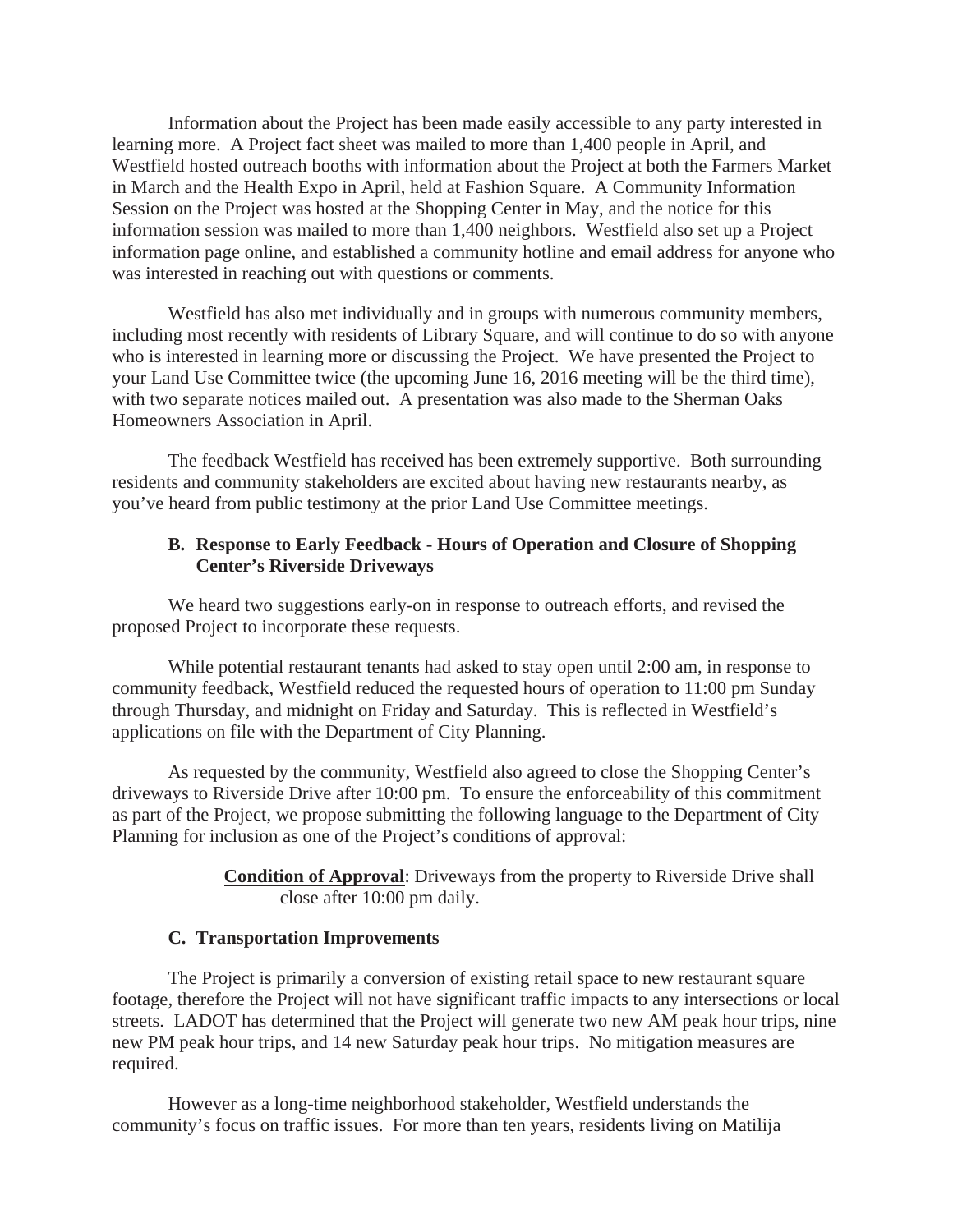Information about the Project has been made easily accessible to any party interested in learning more. A Project fact sheet was mailed to more than 1,400 people in April, and Westfield hosted outreach booths with information about the Project at both the Farmers Market in March and the Health Expo in April, held at Fashion Square. A Community Information Session on the Project was hosted at the Shopping Center in May, and the notice for this information session was mailed to more than 1,400 neighbors. Westfield also set up a Project information page online, and established a community hotline and email address for anyone who was interested in reaching out with questions or comments.

Westfield has also met individually and in groups with numerous community members, including most recently with residents of Library Square, and will continue to do so with anyone who is interested in learning more or discussing the Project. We have presented the Project to your Land Use Committee twice (the upcoming June 16, 2016 meeting will be the third time), with two separate notices mailed out. A presentation was also made to the Sherman Oaks Homeowners Association in April.

The feedback Westfield has received has been extremely supportive. Both surrounding residents and community stakeholders are excited about having new restaurants nearby, as you've heard from public testimony at the prior Land Use Committee meetings.

### B. Response to Early Feedback - Hours of Operation and Closure of Shopping Center's Riverside Driveways

We heard two suggestions early-on in response to outreach efforts, and revised the proposed Project to incorporate these requests.

While potential restaurant tenants had asked to stay open until 2:00 am, in response to community feedback, Westfield reduced the requested hours of operation to 11:00 pm Sunday through Thursday, and midnight on Friday and Saturday. This is reflected in Westfield's applications on file with the Department of City Planning.

As requested by the community, Westfield also agreed to close the Shopping Center's driveways to Riverside Drive after 10:00 pm. To ensure the enforceability of this commitment as part of the Project, we propose submitting the following language to the Department of City Planning for inclusion as one of the Project's conditions of approval:

> **Condition of Approval**: Driveways from the property to Riverside Drive shall close after 10:00 pm daily.

### C. Transportation Improvements

The Project is primarily a conversion of existing retail space to new restaurant square footage, therefore the Project will not have significant traffic impacts to any intersections or local streets. LADOT has determined that the Project will generate two new AM peak hour trips, nine new PM peak hour trips, and 14 new Saturday peak hour trips. No mitigation measures are required.

However as a long-time neighborhood stakeholder, Westfield understands the community's focus on traffic issues. For more than ten years, residents living on Matilija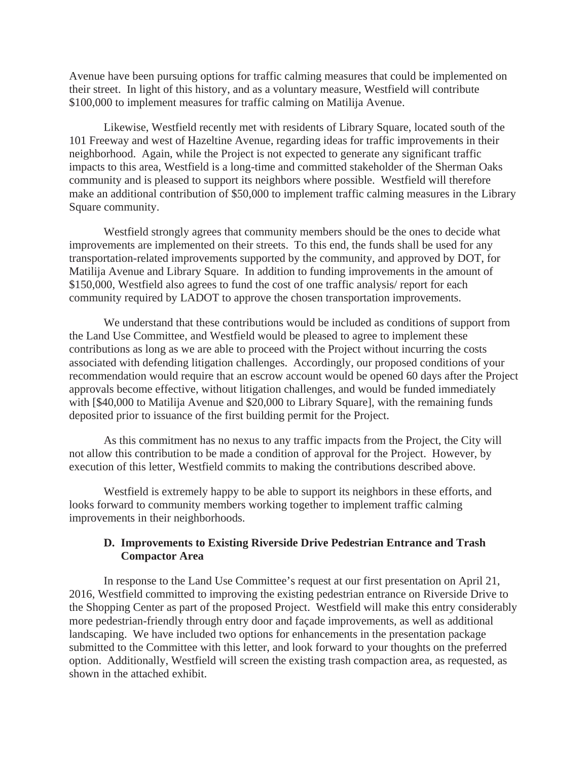Avenue have been pursuing options for traffic calming measures that could be implemented on their street. In light of this history, and as a voluntary measure, Westfield will contribute $100,000 to implement measures for traffic calming on Matilija Avenue.

Likewise, Westfield recently met with residents of Library Square, located south of the 101 Freeway and west of Hazeltine Avenue, regarding ideas for traffic improvements in their neighborhood. Again, while the Project is not expected to generate any significant traffic impacts to this area, Westfield is a long-time and committed stakeholder of the Sherman Oaks community and is pleased to support its neighbors where possible. Westfield will therefore make an additional contribution of $50,000 to implement traffic calming measures in the Library Square community.

Westfield strongly agrees that community members should be the ones to decide what improvements are implemented on their streets. To this end, the funds shall be used for any transportation-related improvements supported by the community, and approved by DOT, for Matilija Avenue and Library Square. In addition to funding improvements in the amount of $150,000, Westfield also agrees to fund the cost of one traffic analysis/ report for each community required by LADOT to approve the chosen transportation improvements.

We understand that these contributions would be included as conditions of support from the Land Use Committee, and Westfield would be pleased to agree to implement these contributions as long as we are able to proceed with the Project without incurring the costs associated with defending litigation challenges. Accordingly, our proposed conditions of your recommendation would require that an escrow account would be opened 60 days after the Project approvals become effective, without litigation challenges, and would be funded immediately with [$40,000 to Matilija Avenue and $20,000 to Library Square], with the remaining funds deposited prior to issuance of the first building permit for the Project.

As this commitment has no nexus to any traffic impacts from the Project, the City will not allow this contribution to be made a condition of approval for the Project. However, by execution of this letter, Westfield commits to making the contributions described above.

Westfield is extremely happy to be able to support its neighbors in these efforts, and looks forward to community members working together to implement traffic calming improvements in their neighborhoods.

### D. Improvements to Existing Riverside Drive Pedestrian Entrance and Trash Compactor Area

In response to the Land Use Committee's request at our first presentation on April 21, 2016, Westfield committed to improving the existing pedestrian entrance on Riverside Drive to the Shopping Center as part of the proposed Project. Westfield will make this entry considerably more pedestrian-friendly through entry door and façade improvements, as well as additional landscaping. We have included two options for enhancements in the presentation package submitted to the Committee with this letter, and look forward to your thoughts on the preferred option. Additionally, Westfield will screen the existing trash compaction area, as requested, as shown in the attached exhibit.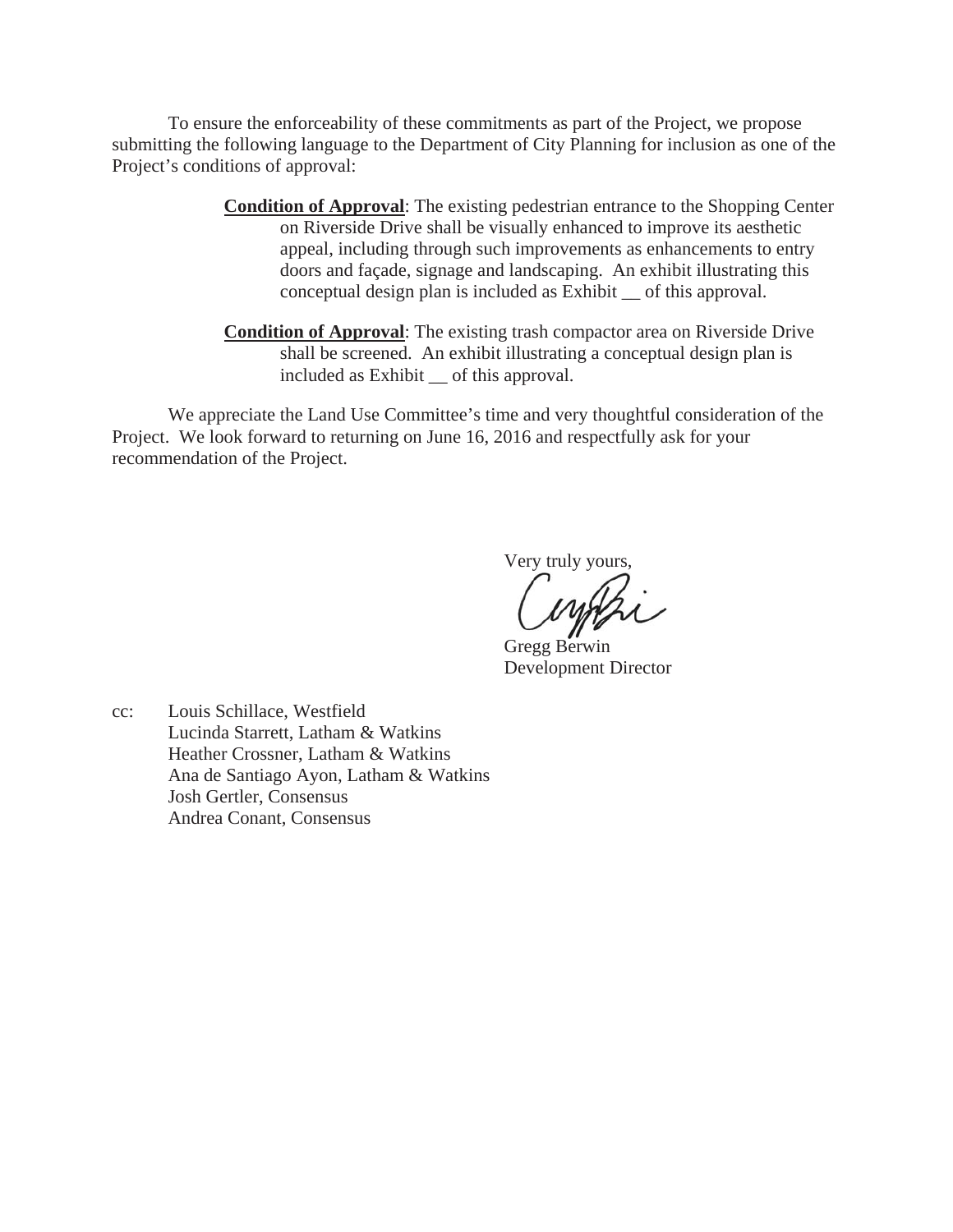To ensure the enforceability of these commitments as part of the Project, we propose submitting the following language to the Department of City Planning for inclusion as one of the Project's conditions of approval:

> **Condition of Approval**: The existing pedestrian entrance to the Shopping Center on Riverside Drive shall be visually enhanced to improve its aesthetic appeal, including through such improvements as enhancements to entry doors and façade, signage and landscaping. An exhibit illustrating this conceptual design plan is included as Exhibit __ of this approval.

> **Condition of Approval**: The existing trash compactor area on Riverside Drive shall be screened. An exhibit illustrating a conceptual design plan is included as Exhibit __ of this approval.

We appreciate the Land Use Committee's time and very thoughtful consideration of the Project. We look forward to returning on June 16, 2016 and respectfully ask for your recommendation of the Project.

Very truly yours,

Gregg Berwin
Development Director

cc: Louis Schillace, Westfield
Lucinda Starrett, Latham & Watkins
Heather Crossner, Latham & Watkins
Ana de Santiago Ayon, Latham & Watkins
Josh Gertler, Consensus
Andrea Conant, Consensus